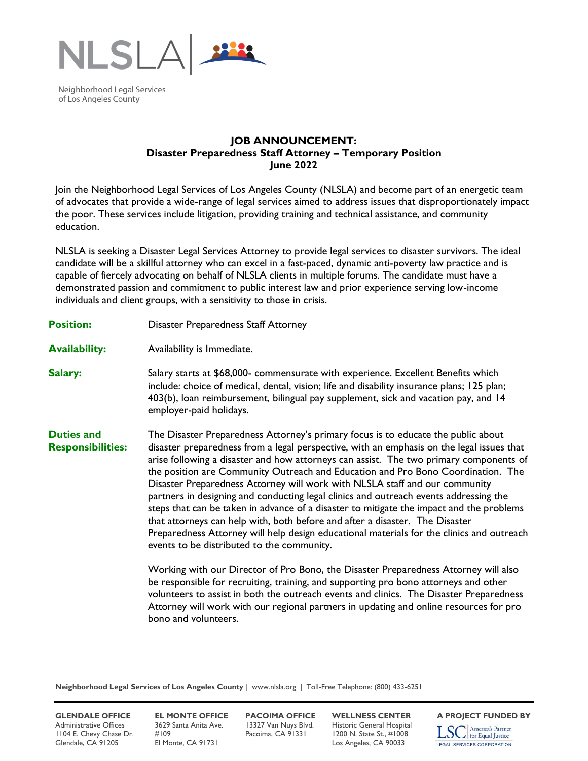NLSLA

Neighborhood Legal Services of Los Angeles County

## JOB ANNOUNCEMENT:
## Disaster Preparedness Staff Attorney – Temporary Position
## June 2022

Join the Neighborhood Legal Services of Los Angeles County (NLSLA) and become part of an energetic team of advocates that provide a wide-range of legal services aimed to address issues that disproportionately impact the poor. These services include litigation, providing training and technical assistance, and community education.

NLSLA is seeking a Disaster Legal Services Attorney to provide legal services to disaster survivors. The ideal candidate will be a skillful attorney who can excel in a fast-paced, dynamic anti-poverty law practice and is capable of fiercely advocating on behalf of NLSLA clients in multiple forums. The candidate must have a demonstrated passion and commitment to public interest law and prior experience serving low-income individuals and client groups, with a sensitivity to those in crisis.

**Position:** Disaster Preparedness Staff Attorney

**Availability:** Availability is Immediate.

**Salary:** Salary starts at $68,000- commensurate with experience. Excellent Benefits which include: choice of medical, dental, vision; life and disability insurance plans; 125 plan; 403(b), loan reimbursement, bilingual pay supplement, sick and vacation pay, and 14 employer-paid holidays.

**Duties and Responsibilities:** The Disaster Preparedness Attorney's primary focus is to educate the public about disaster preparedness from a legal perspective, with an emphasis on the legal issues that arise following a disaster and how attorneys can assist. The two primary components of the position are Community Outreach and Education and Pro Bono Coordination. The Disaster Preparedness Attorney will work with NLSLA staff and our community partners in designing and conducting legal clinics and outreach events addressing the steps that can be taken in advance of a disaster to mitigate the impact and the problems that attorneys can help with, both before and after a disaster. The Disaster Preparedness Attorney will help design educational materials for the clinics and outreach events to be distributed to the community.

Working with our Director of Pro Bono, the Disaster Preparedness Attorney will also be responsible for recruiting, training, and supporting pro bono attorneys and other volunteers to assist in both the outreach events and clinics. The Disaster Preparedness Attorney will work with our regional partners in updating and online resources for pro bono and volunteers.

**Neighborhood Legal Services of Los Angeles County** | www.nlsla.org | Toll-Free Telephone: (800) 433-6251

**GLENDALE OFFICE**
Administrative Offices
1104 E. Chevy Chase Dr.
Glendale, CA 91205

**EL MONTE OFFICE**
3629 Santa Anita Ave.
#109
El Monte, CA 91731

**PACOIMA OFFICE**
13327 Van Nuys Blvd.
Pacoima, CA 91331

**WELLNESS CENTER**
Historic General Hospital
1200 N. State St., #1008
Los Angeles, CA 90033

**A PROJECT FUNDED BY**
LSC America's Partner for Equal Justice
LEGAL SERVICES CORPORATION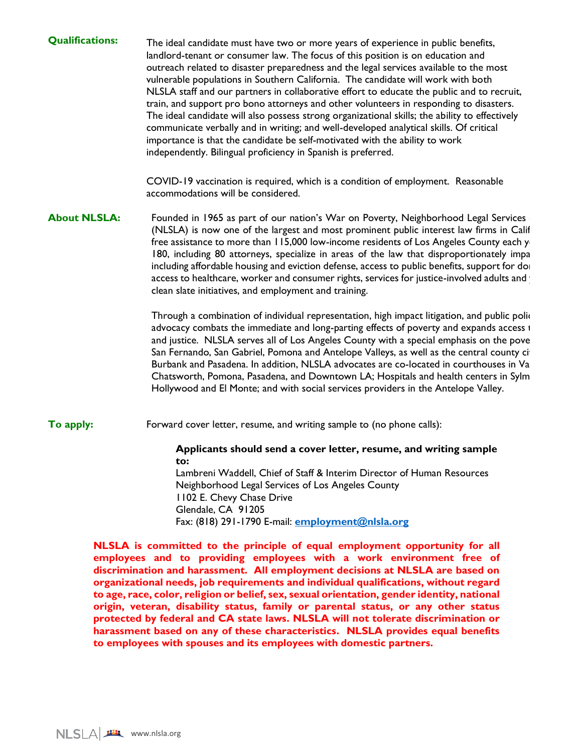**Qualifications:** The ideal candidate must have two or more years of experience in public benefits, landlord-tenant or consumer law. The focus of this position is on education and outreach related to disaster preparedness and the legal services available to the most vulnerable populations in Southern California. The candidate will work with both NLSLA staff and our partners in collaborative effort to educate the public and to recruit, train, and support pro bono attorneys and other volunteers in responding to disasters. The ideal candidate will also possess strong organizational skills; the ability to effectively communicate verbally and in writing; and well-developed analytical skills. Of critical importance is that the candidate be self-motivated with the ability to work independently. Bilingual proficiency in Spanish is preferred.

COVID-19 vaccination is required, which is a condition of employment. Reasonable accommodations will be considered.

**About NLSLA:** Founded in 1965 as part of our nation's War on Poverty, Neighborhood Legal Services (NLSLA) is now one of the largest and most prominent public interest law firms in Calif free assistance to more than 115,000 low-income residents of Los Angeles County each y 180, including 80 attorneys, specialize in areas of the law that disproportionately impa including affordable housing and eviction defense, access to public benefits, support for do access to healthcare, worker and consumer rights, services for justice-involved adults and clean slate initiatives, and employment and training.

Through a combination of individual representation, high impact litigation, and public poli advocacy combats the immediate and long-parting effects of poverty and expands access t and justice. NLSLA serves all of Los Angeles County with a special emphasis on the pove San Fernando, San Gabriel, Pomona and Antelope Valleys, as well as the central county ci Burbank and Pasadena. In addition, NLSLA advocates are co-located in courthouses in Va Chatsworth, Pomona, Pasadena, and Downtown LA; Hospitals and health centers in Sylm Hollywood and El Monte; and with social services providers in the Antelope Valley.

**To apply:** Forward cover letter, resume, and writing sample to (no phone calls):

**Applicants should send a cover letter, resume, and writing sample to:**
Lambreni Waddell, Chief of Staff & Interim Director of Human Resources
Neighborhood Legal Services of Los Angeles County
1102 E. Chevy Chase Drive
Glendale, CA 91205
Fax: (818) 291-1790 E-mail: employment@nlsla.org

**NLSLA is committed to the principle of equal employment opportunity for all employees and to providing employees with a work environment free of discrimination and harassment. All employment decisions at NLSLA are based on organizational needs, job requirements and individual qualifications, without regard to age, race, color, religion or belief, sex, sexual orientation, gender identity, national origin, veteran, disability status, family or parental status, or any other status protected by federal and CA state laws. NLSLA will not tolerate discrimination or harassment based on any of these characteristics. NLSLA provides equal benefits to employees with spouses and its employees with domestic partners.**